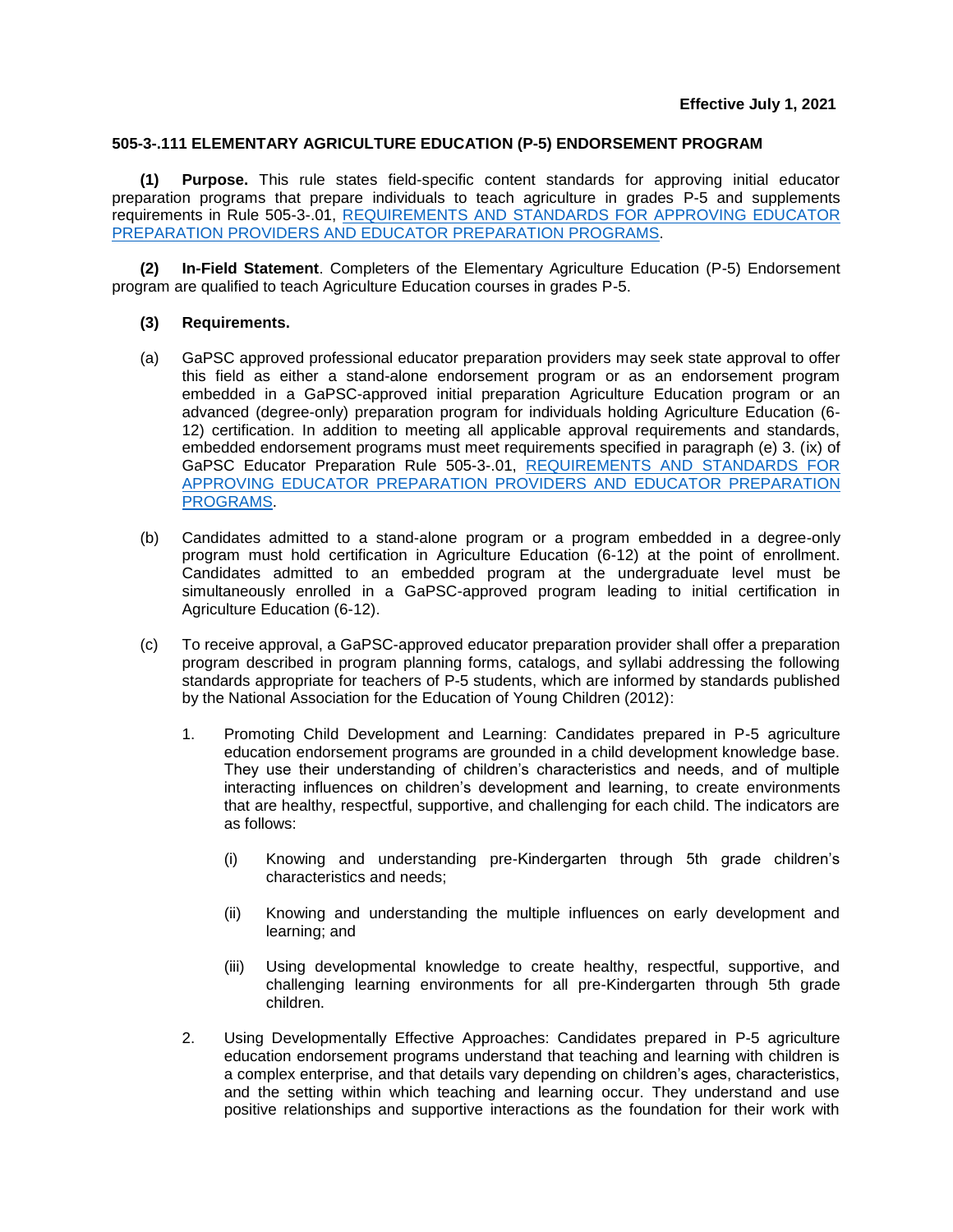**Effective July 1, 2021**

**505-3-.111 ELEMENTARY AGRICULTURE EDUCATION (P-5) ENDORSEMENT PROGRAM**

**(1) Purpose.** This rule states field-specific content standards for approving initial educator preparation programs that prepare individuals to teach agriculture in grades P-5 and supplements requirements in Rule 505-3-.01, [REQUIREMENTS AND STANDARDS FOR APPROVING EDUCATOR PREPARATION PROVIDERS AND EDUCATOR PREPARATION PROGRAMS](#).

**(2) In-Field Statement**. Completers of the Elementary Agriculture Education (P-5) Endorsement program are qualified to teach Agriculture Education courses in grades P-5.

**(3) Requirements.**

(a) GaPSC approved professional educator preparation providers may seek state approval to offer this field as either a stand-alone endorsement program or as an endorsement program embedded in a GaPSC-approved initial preparation Agriculture Education program or an advanced (degree-only) preparation program for individuals holding Agriculture Education (6-12) certification. In addition to meeting all applicable approval requirements and standards, embedded endorsement programs must meet requirements specified in paragraph (e) 3. (ix) of GaPSC Educator Preparation Rule 505-3-.01, [REQUIREMENTS AND STANDARDS FOR APPROVING EDUCATOR PREPARATION PROVIDERS AND EDUCATOR PREPARATION PROGRAMS](#).

(b) Candidates admitted to a stand-alone program or a program embedded in a degree-only program must hold certification in Agriculture Education (6-12) at the point of enrollment. Candidates admitted to an embedded program at the undergraduate level must be simultaneously enrolled in a GaPSC-approved program leading to initial certification in Agriculture Education (6-12).

(c) To receive approval, a GaPSC-approved educator preparation provider shall offer a preparation program described in program planning forms, catalogs, and syllabi addressing the following standards appropriate for teachers of P-5 students, which are informed by standards published by the National Association for the Education of Young Children (2012):

1. Promoting Child Development and Learning: Candidates prepared in P-5 agriculture education endorsement programs are grounded in a child development knowledge base. They use their understanding of children's characteristics and needs, and of multiple interacting influences on children's development and learning, to create environments that are healthy, respectful, supportive, and challenging for each child. The indicators are as follows:

   (i) Knowing and understanding pre-Kindergarten through 5th grade children's characteristics and needs;

   (ii) Knowing and understanding the multiple influences on early development and learning; and

   (iii) Using developmental knowledge to create healthy, respectful, supportive, and challenging learning environments for all pre-Kindergarten through 5th grade children.

2. Using Developmentally Effective Approaches: Candidates prepared in P-5 agriculture education endorsement programs understand that teaching and learning with children is a complex enterprise, and that details vary depending on children's ages, characteristics, and the setting within which teaching and learning occur. They understand and use positive relationships and supportive interactions as the foundation for their work with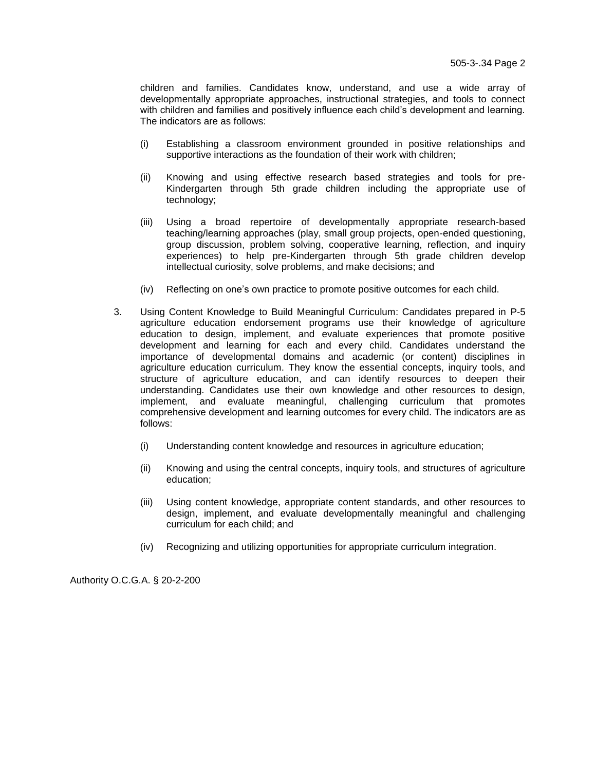children and families. Candidates know, understand, and use a wide array of developmentally appropriate approaches, instructional strategies, and tools to connect with children and families and positively influence each child's development and learning. The indicators are as follows:

(i) Establishing a classroom environment grounded in positive relationships and supportive interactions as the foundation of their work with children;

(ii) Knowing and using effective research based strategies and tools for pre-Kindergarten through 5th grade children including the appropriate use of technology;

(iii) Using a broad repertoire of developmentally appropriate research-based teaching/learning approaches (play, small group projects, open-ended questioning, group discussion, problem solving, cooperative learning, reflection, and inquiry experiences) to help pre-Kindergarten through 5th grade children develop intellectual curiosity, solve problems, and make decisions; and

(iv) Reflecting on one's own practice to promote positive outcomes for each child.

3. Using Content Knowledge to Build Meaningful Curriculum: Candidates prepared in P-5 agriculture education endorsement programs use their knowledge of agriculture education to design, implement, and evaluate experiences that promote positive development and learning for each and every child. Candidates understand the importance of developmental domains and academic (or content) disciplines in agriculture education curriculum. They know the essential concepts, inquiry tools, and structure of agriculture education, and can identify resources to deepen their understanding. Candidates use their own knowledge and other resources to design, implement, and evaluate meaningful, challenging curriculum that promotes comprehensive development and learning outcomes for every child. The indicators are as follows:

   (i) Understanding content knowledge and resources in agriculture education;

   (ii) Knowing and using the central concepts, inquiry tools, and structures of agriculture education;

   (iii) Using content knowledge, appropriate content standards, and other resources to design, implement, and evaluate developmentally meaningful and challenging curriculum for each child; and

   (iv) Recognizing and utilizing opportunities for appropriate curriculum integration.

Authority O.C.G.A. § 20-2-200